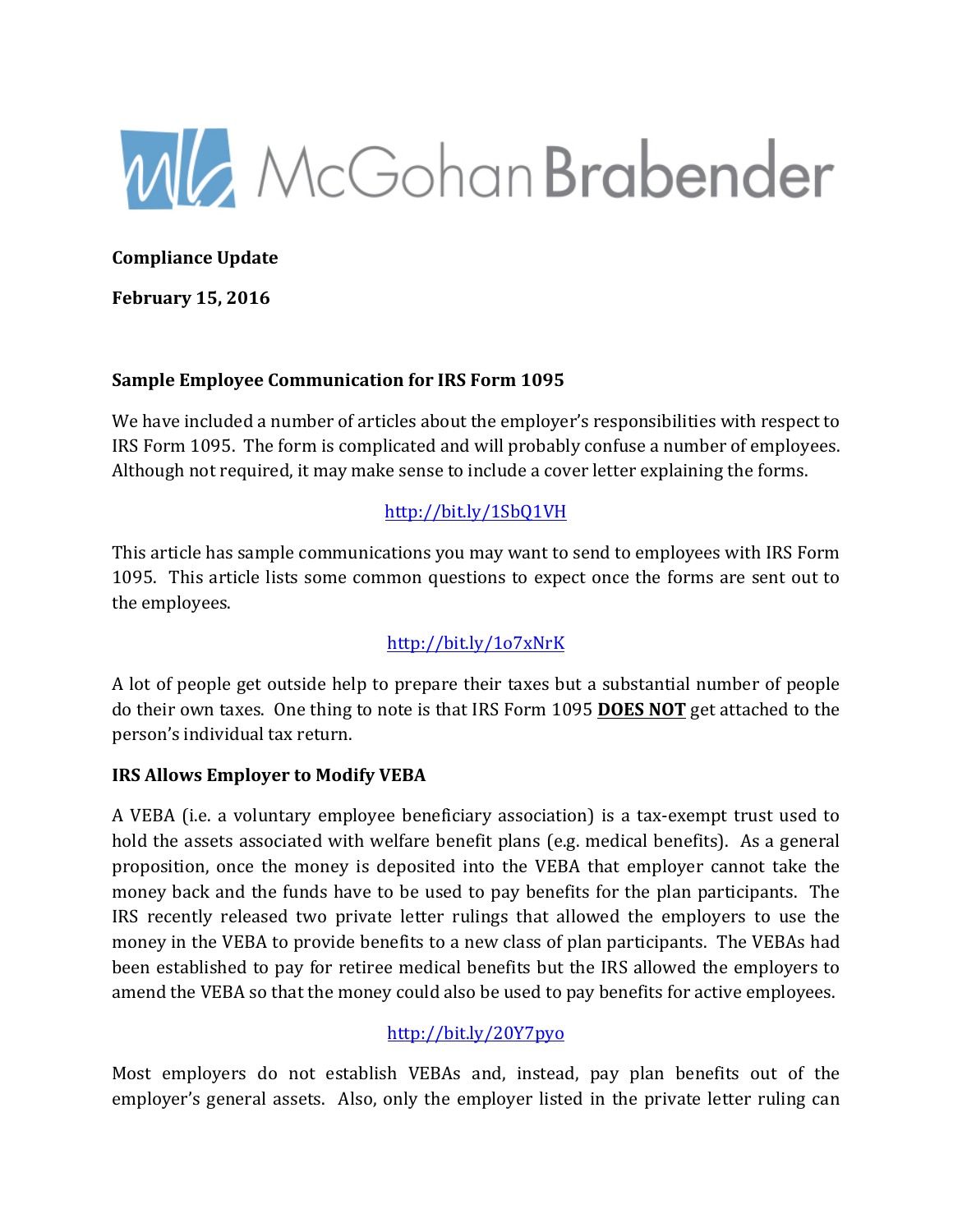McGohan Brabender

**Compliance Update**

**February 15, 2016**

**Sample Employee Communication for IRS Form 1095**

We have included a number of articles about the employer's responsibilities with respect to IRS Form 1095. The form is complicated and will probably confuse a number of employees. Although not required, it may make sense to include a cover letter explaining the forms.

http://bit.ly/1SbQ1VH

This article has sample communications you may want to send to employees with IRS Form 1095. This article lists some common questions to expect once the forms are sent out to the employees.

http://bit.ly/1o7xNrK

A lot of people get outside help to prepare their taxes but a substantial number of people do their own taxes. One thing to note is that IRS Form 1095 **DOES NOT** get attached to the person's individual tax return.

**IRS Allows Employer to Modify VEBA**

A VEBA (i.e. a voluntary employee beneficiary association) is a tax-exempt trust used to hold the assets associated with welfare benefit plans (e.g. medical benefits). As a general proposition, once the money is deposited into the VEBA that employer cannot take the money back and the funds have to be used to pay benefits for the plan participants. The IRS recently released two private letter rulings that allowed the employers to use the money in the VEBA to provide benefits to a new class of plan participants. The VEBAs had been established to pay for retiree medical benefits but the IRS allowed the employers to amend the VEBA so that the money could also be used to pay benefits for active employees.

http://bit.ly/20Y7pyo

Most employers do not establish VEBAs and, instead, pay plan benefits out of the employer's general assets. Also, only the employer listed in the private letter ruling can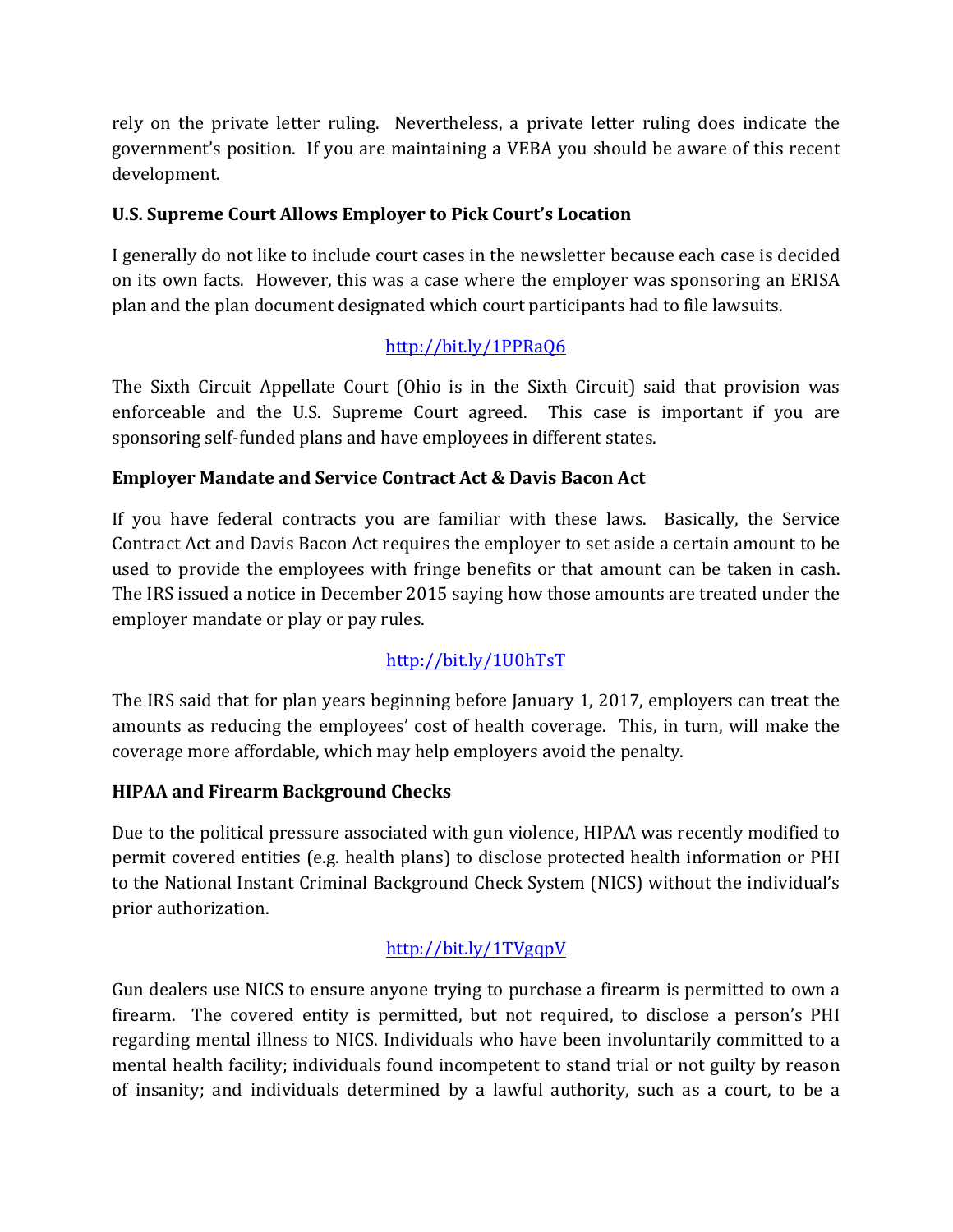rely on the private letter ruling. Nevertheless, a private letter ruling does indicate the government's position. If you are maintaining a VEBA you should be aware of this recent development.

### U.S. Supreme Court Allows Employer to Pick Court's Location

I generally do not like to include court cases in the newsletter because each case is decided on its own facts. However, this was a case where the employer was sponsoring an ERISA plan and the plan document designated which court participants had to file lawsuits.

http://bit.ly/1PPRaQ6

The Sixth Circuit Appellate Court (Ohio is in the Sixth Circuit) said that provision was enforceable and the U.S. Supreme Court agreed. This case is important if you are sponsoring self-funded plans and have employees in different states.

### Employer Mandate and Service Contract Act & Davis Bacon Act

If you have federal contracts you are familiar with these laws. Basically, the Service Contract Act and Davis Bacon Act requires the employer to set aside a certain amount to be used to provide the employees with fringe benefits or that amount can be taken in cash. The IRS issued a notice in December 2015 saying how those amounts are treated under the employer mandate or play or pay rules.

http://bit.ly/1U0hTsT

The IRS said that for plan years beginning before January 1, 2017, employers can treat the amounts as reducing the employees' cost of health coverage. This, in turn, will make the coverage more affordable, which may help employers avoid the penalty.

### HIPAA and Firearm Background Checks

Due to the political pressure associated with gun violence, HIPAA was recently modified to permit covered entities (e.g. health plans) to disclose protected health information or PHI to the National Instant Criminal Background Check System (NICS) without the individual's prior authorization.

http://bit.ly/1TVgqpV

Gun dealers use NICS to ensure anyone trying to purchase a firearm is permitted to own a firearm. The covered entity is permitted, but not required, to disclose a person's PHI regarding mental illness to NICS. Individuals who have been involuntarily committed to a mental health facility; individuals found incompetent to stand trial or not guilty by reason of insanity; and individuals determined by a lawful authority, such as a court, to be a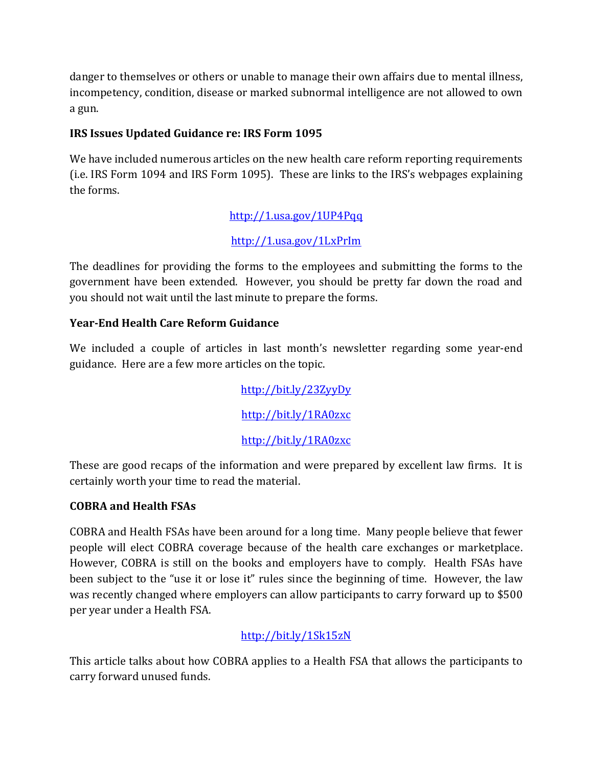danger to themselves or others or unable to manage their own affairs due to mental illness, incompetency, condition, disease or marked subnormal intelligence are not allowed to own a gun.

**IRS Issues Updated Guidance re: IRS Form 1095**

We have included numerous articles on the new health care reform reporting requirements (i.e. IRS Form 1094 and IRS Form 1095). These are links to the IRS's webpages explaining the forms.

http://1.usa.gov/1UP4Pqq

http://1.usa.gov/1LxPrIm

The deadlines for providing the forms to the employees and submitting the forms to the government have been extended. However, you should be pretty far down the road and you should not wait until the last minute to prepare the forms.

**Year-End Health Care Reform Guidance**

We included a couple of articles in last month's newsletter regarding some year-end guidance. Here are a few more articles on the topic.

http://bit.ly/23ZyyDy

http://bit.ly/1RA0zxc

http://bit.ly/1RA0zxc

These are good recaps of the information and were prepared by excellent law firms. It is certainly worth your time to read the material.

**COBRA and Health FSAs**

COBRA and Health FSAs have been around for a long time. Many people believe that fewer people will elect COBRA coverage because of the health care exchanges or marketplace. However, COBRA is still on the books and employers have to comply. Health FSAs have been subject to the "use it or lose it" rules since the beginning of time. However, the law was recently changed where employers can allow participants to carry forward up to $500 per year under a Health FSA.

http://bit.ly/1Sk15zN

This article talks about how COBRA applies to a Health FSA that allows the participants to carry forward unused funds.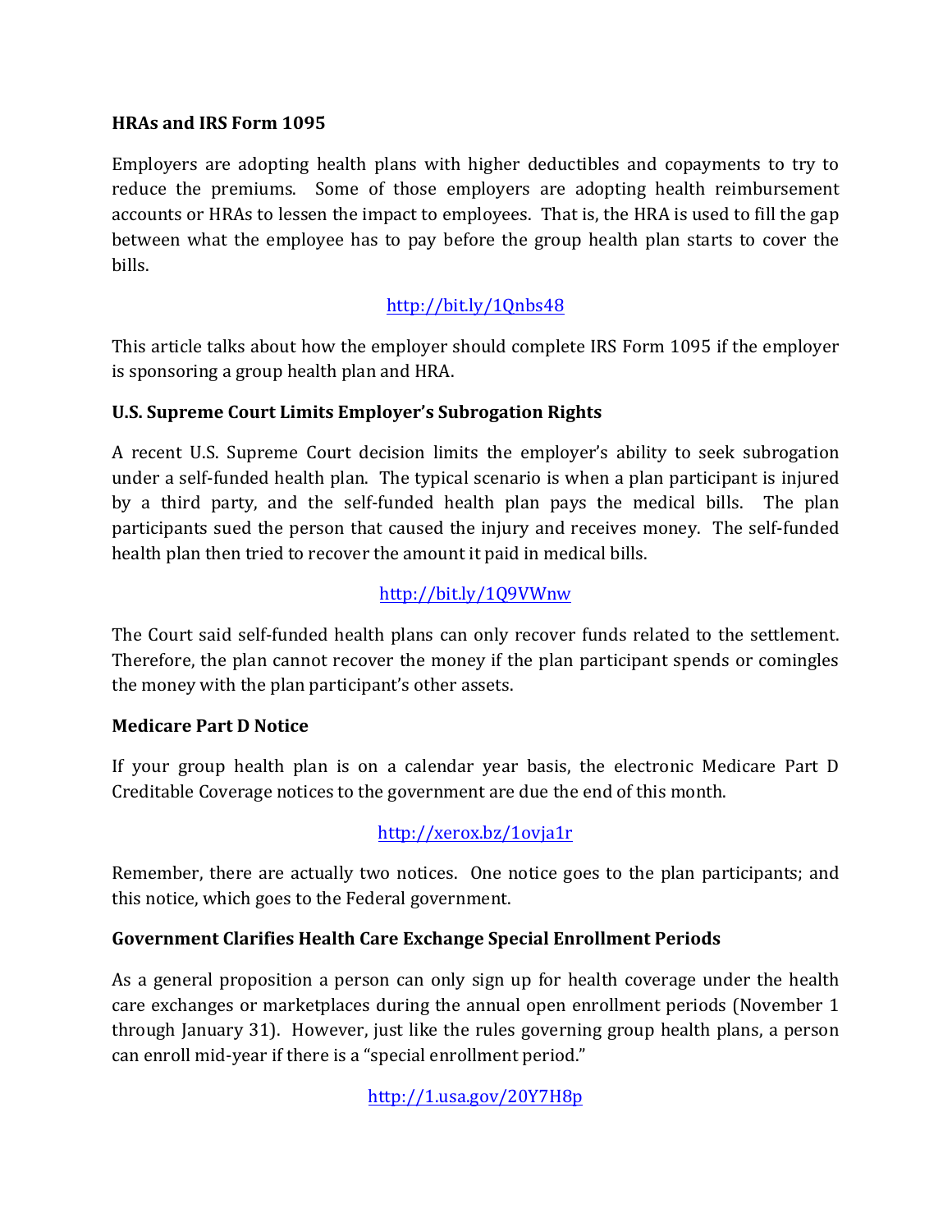**HRAs and IRS Form 1095**

Employers are adopting health plans with higher deductibles and copayments to try to reduce the premiums. Some of those employers are adopting health reimbursement accounts or HRAs to lessen the impact to employees. That is, the HRA is used to fill the gap between what the employee has to pay before the group health plan starts to cover the bills.

http://bit.ly/1Qnbs48

This article talks about how the employer should complete IRS Form 1095 if the employer is sponsoring a group health plan and HRA.

**U.S. Supreme Court Limits Employer's Subrogation Rights**

A recent U.S. Supreme Court decision limits the employer's ability to seek subrogation under a self-funded health plan. The typical scenario is when a plan participant is injured by a third party, and the self-funded health plan pays the medical bills. The plan participants sued the person that caused the injury and receives money. The self-funded health plan then tried to recover the amount it paid in medical bills.

http://bit.ly/1Q9VWnw

The Court said self-funded health plans can only recover funds related to the settlement. Therefore, the plan cannot recover the money if the plan participant spends or comingles the money with the plan participant's other assets.

**Medicare Part D Notice**

If your group health plan is on a calendar year basis, the electronic Medicare Part D Creditable Coverage notices to the government are due the end of this month.

http://xerox.bz/1ovja1r

Remember, there are actually two notices. One notice goes to the plan participants; and this notice, which goes to the Federal government.

**Government Clarifies Health Care Exchange Special Enrollment Periods**

As a general proposition a person can only sign up for health coverage under the health care exchanges or marketplaces during the annual open enrollment periods (November 1 through January 31). However, just like the rules governing group health plans, a person can enroll mid-year if there is a "special enrollment period."

http://1.usa.gov/20Y7H8p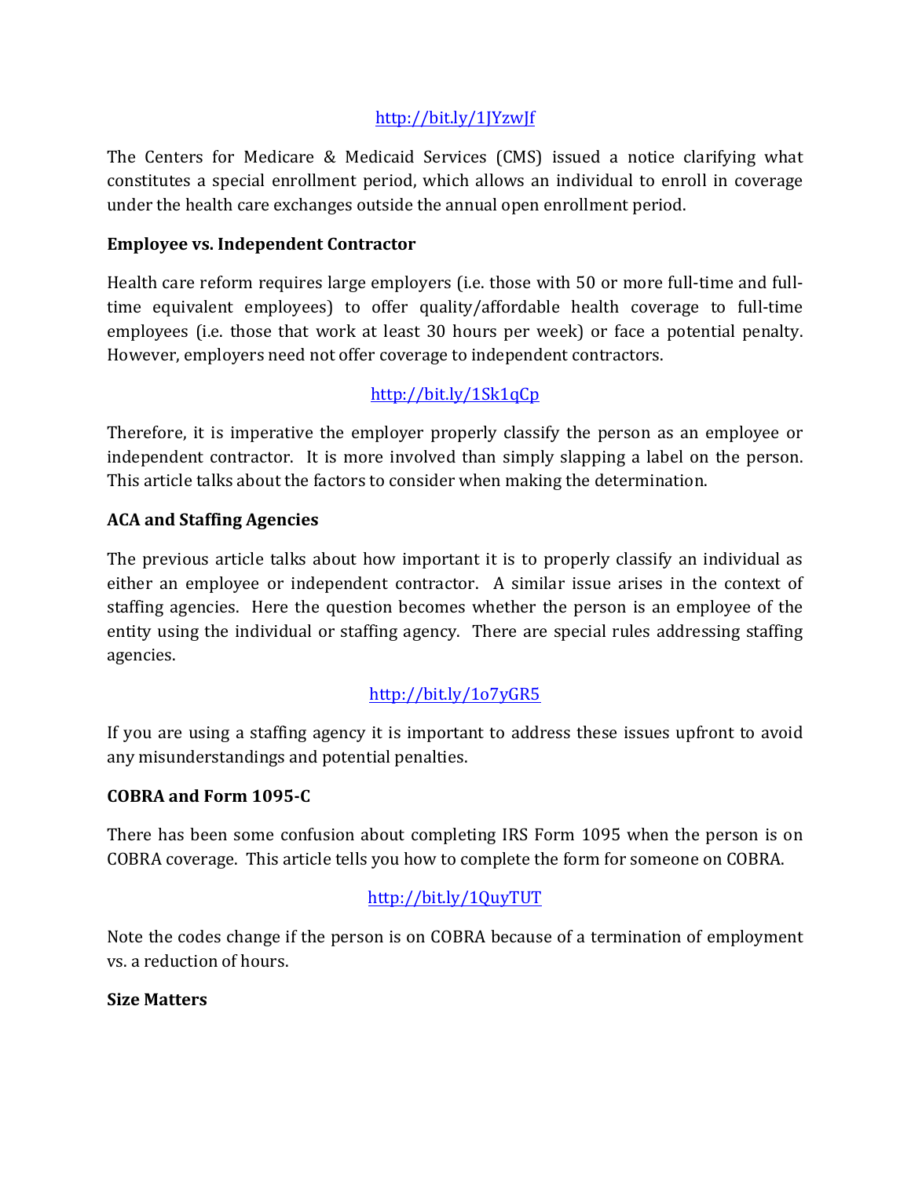http://bit.ly/1JYzwJf

The Centers for Medicare & Medicaid Services (CMS) issued a notice clarifying what constitutes a special enrollment period, which allows an individual to enroll in coverage under the health care exchanges outside the annual open enrollment period.

**Employee vs. Independent Contractor**

Health care reform requires large employers (i.e. those with 50 or more full-time and full-time equivalent employees) to offer quality/affordable health coverage to full-time employees (i.e. those that work at least 30 hours per week) or face a potential penalty. However, employers need not offer coverage to independent contractors.

http://bit.ly/1Sk1qCp

Therefore, it is imperative the employer properly classify the person as an employee or independent contractor. It is more involved than simply slapping a label on the person. This article talks about the factors to consider when making the determination.

**ACA and Staffing Agencies**

The previous article talks about how important it is to properly classify an individual as either an employee or independent contractor. A similar issue arises in the context of staffing agencies. Here the question becomes whether the person is an employee of the entity using the individual or staffing agency. There are special rules addressing staffing agencies.

http://bit.ly/1o7yGR5

If you are using a staffing agency it is important to address these issues upfront to avoid any misunderstandings and potential penalties.

**COBRA and Form 1095-C**

There has been some confusion about completing IRS Form 1095 when the person is on COBRA coverage. This article tells you how to complete the form for someone on COBRA.

http://bit.ly/1QuyTUT

Note the codes change if the person is on COBRA because of a termination of employment vs. a reduction of hours.

**Size Matters**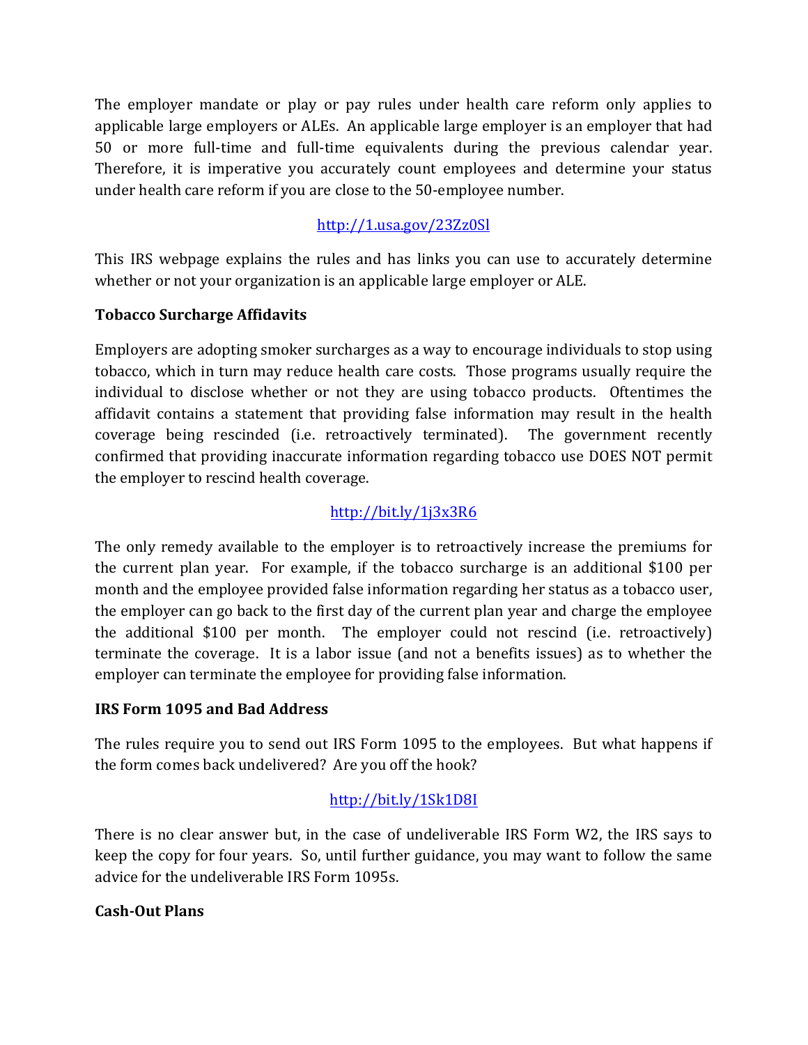The employer mandate or play or pay rules under health care reform only applies to applicable large employers or ALEs. An applicable large employer is an employer that had 50 or more full-time and full-time equivalents during the previous calendar year. Therefore, it is imperative you accurately count employees and determine your status under health care reform if you are close to the 50-employee number.

http://1.usa.gov/23Zz0Sl

This IRS webpage explains the rules and has links you can use to accurately determine whether or not your organization is an applicable large employer or ALE.

**Tobacco Surcharge Affidavits**

Employers are adopting smoker surcharges as a way to encourage individuals to stop using tobacco, which in turn may reduce health care costs. Those programs usually require the individual to disclose whether or not they are using tobacco products. Oftentimes the affidavit contains a statement that providing false information may result in the health coverage being rescinded (i.e. retroactively terminated). The government recently confirmed that providing inaccurate information regarding tobacco use DOES NOT permit the employer to rescind health coverage.

http://bit.ly/1j3x3R6

The only remedy available to the employer is to retroactively increase the premiums for the current plan year. For example, if the tobacco surcharge is an additional $100 per month and the employee provided false information regarding her status as a tobacco user, the employer can go back to the first day of the current plan year and charge the employee the additional $100 per month. The employer could not rescind (i.e. retroactively) terminate the coverage. It is a labor issue (and not a benefits issues) as to whether the employer can terminate the employee for providing false information.

**IRS Form 1095 and Bad Address**

The rules require you to send out IRS Form 1095 to the employees. But what happens if the form comes back undelivered? Are you off the hook?

http://bit.ly/1Sk1D8I

There is no clear answer but, in the case of undeliverable IRS Form W2, the IRS says to keep the copy for four years. So, until further guidance, you may want to follow the same advice for the undeliverable IRS Form 1095s.

**Cash-Out Plans**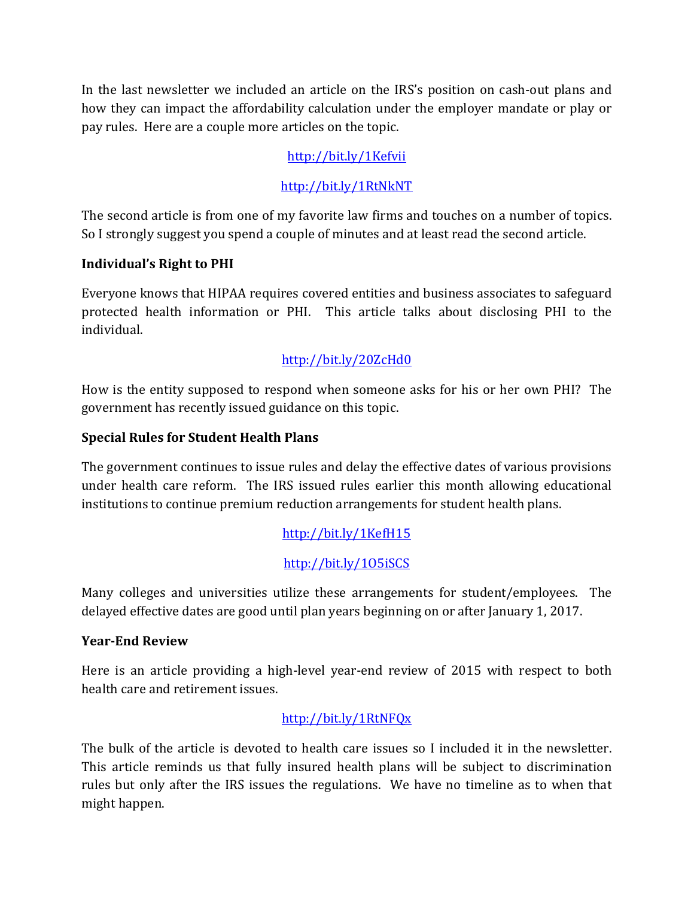In the last newsletter we included an article on the IRS's position on cash-out plans and how they can impact the affordability calculation under the employer mandate or play or pay rules. Here are a couple more articles on the topic.

http://bit.ly/1Kefvii

http://bit.ly/1RtNkNT

The second article is from one of my favorite law firms and touches on a number of topics. So I strongly suggest you spend a couple of minutes and at least read the second article.

**Individual's Right to PHI**

Everyone knows that HIPAA requires covered entities and business associates to safeguard protected health information or PHI. This article talks about disclosing PHI to the individual.

http://bit.ly/20ZcHd0

How is the entity supposed to respond when someone asks for his or her own PHI? The government has recently issued guidance on this topic.

**Special Rules for Student Health Plans**

The government continues to issue rules and delay the effective dates of various provisions under health care reform. The IRS issued rules earlier this month allowing educational institutions to continue premium reduction arrangements for student health plans.

http://bit.ly/1KefH15

http://bit.ly/1O5iSCS

Many colleges and universities utilize these arrangements for student/employees. The delayed effective dates are good until plan years beginning on or after January 1, 2017.

**Year-End Review**

Here is an article providing a high-level year-end review of 2015 with respect to both health care and retirement issues.

http://bit.ly/1RtNFQx

The bulk of the article is devoted to health care issues so I included it in the newsletter. This article reminds us that fully insured health plans will be subject to discrimination rules but only after the IRS issues the regulations. We have no timeline as to when that might happen.